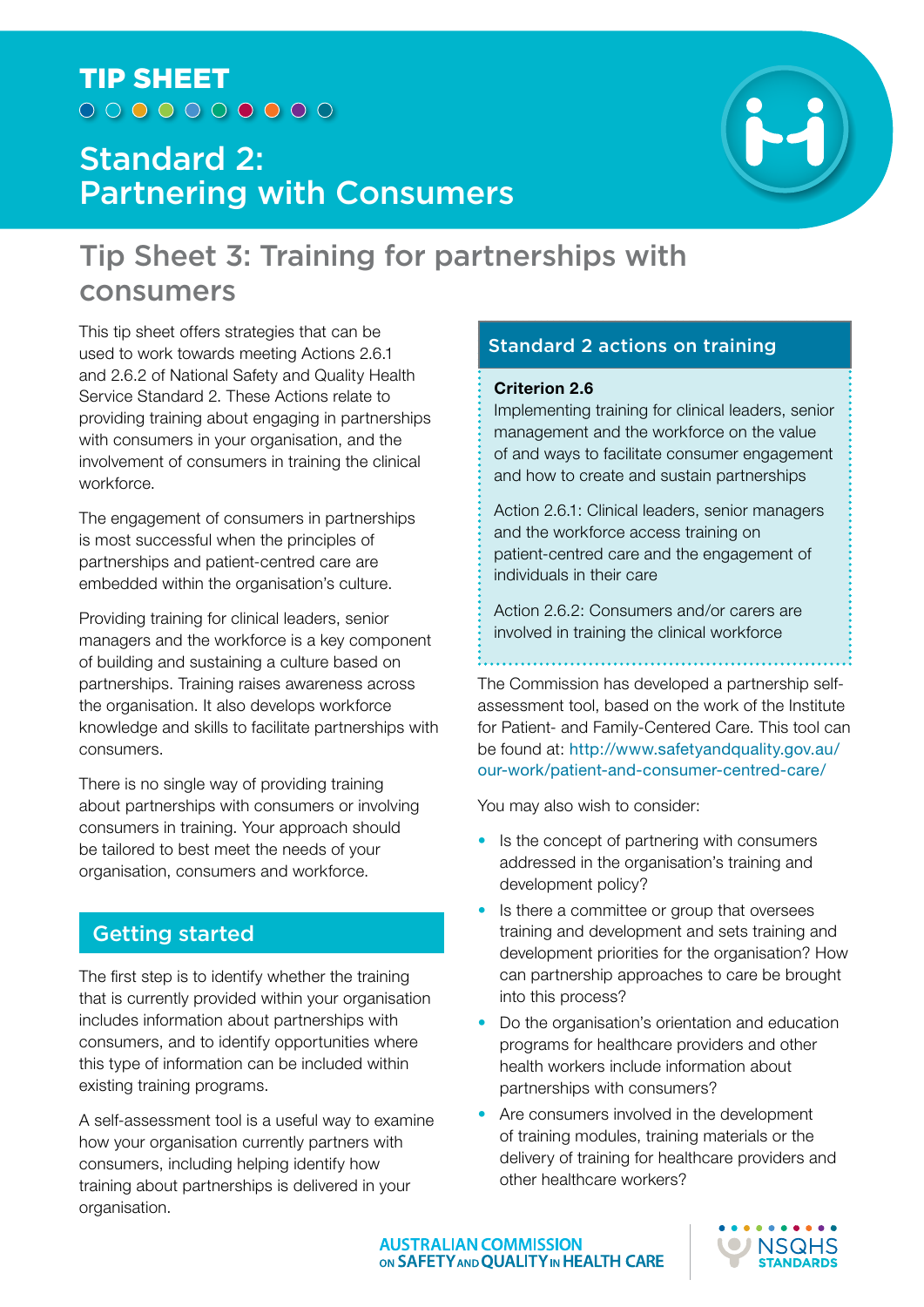# TIP SHEET

# Standard 2: Partnering with Consumers

## Tip Sheet 3: Training for partnerships with consumers

This tip sheet offers strategies that can be used to work towards meeting Actions 2.6.1 and 2.6.2 of National Safety and Quality Health Service Standard 2. These Actions relate to providing training about engaging in partnerships with consumers in your organisation, and the involvement of consumers in training the clinical workforce.

The engagement of consumers in partnerships is most successful when the principles of partnerships and patient-centred care are embedded within the organisation's culture.

Providing training for clinical leaders, senior managers and the workforce is a key component of building and sustaining a culture based on partnerships. Training raises awareness across the organisation. It also develops workforce knowledge and skills to facilitate partnerships with consumers.

There is no single way of providing training about partnerships with consumers or involving consumers in training. Your approach should be tailored to best meet the needs of your organisation, consumers and workforce.

### Getting started

The first step is to identify whether the training that is currently provided within your organisation includes information about partnerships with consumers, and to identify opportunities where this type of information can be included within existing training programs.

A self-assessment tool is a useful way to examine how your organisation currently partners with consumers, including helping identify how training about partnerships is delivered in your organisation.

### Standard 2 actions on training

**Criterion 2.6**

Implementing training for clinical leaders, senior management and the workforce on the value of and ways to facilitate consumer engagement and how to create and sustain partnerships

Action 2.6.1: Clinical leaders, senior managers and the workforce access training on patient-centred care and the engagement of individuals in their care

Action 2.6.2: Consumers and/or carers are involved in training the clinical workforce

The Commission has developed a partnership self-assessment tool, based on the work of the Institute for Patient- and Family-Centered Care. This tool can be found at: http://www.safetyandquality.gov.au/our-work/patient-and-consumer-centred-care/

You may also wish to consider:

- Is the concept of partnering with consumers addressed in the organisation's training and development policy?
- Is there a committee or group that oversees training and development and sets training and development priorities for the organisation? How can partnership approaches to care be brought into this process?
- Do the organisation's orientation and education programs for healthcare providers and other health workers include information about partnerships with consumers?
- Are consumers involved in the development of training modules, training materials or the delivery of training for healthcare providers and other healthcare workers?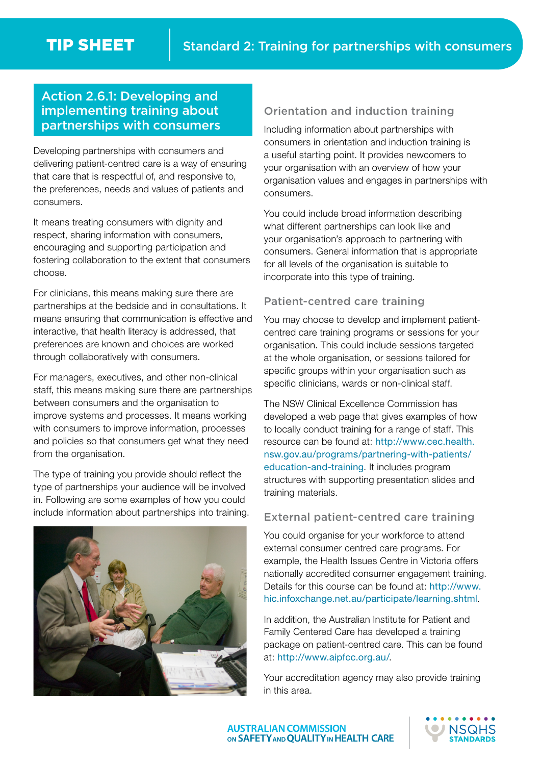# TIP SHEET

## Standard 2: Training for partnerships with consumers

### Action 2.6.1: Developing and implementing training about partnerships with consumers

Developing partnerships with consumers and delivering patient-centred care is a way of ensuring that care that is respectful of, and responsive to, the preferences, needs and values of patients and consumers.

It means treating consumers with dignity and respect, sharing information with consumers, encouraging and supporting participation and fostering collaboration to the extent that consumers choose.

For clinicians, this means making sure there are partnerships at the bedside and in consultations. It means ensuring that communication is effective and interactive, that health literacy is addressed, that preferences are known and choices are worked through collaboratively with consumers.

For managers, executives, and other non-clinical staff, this means making sure there are partnerships between consumers and the organisation to improve systems and processes. It means working with consumers to improve information, processes and policies so that consumers get what they need from the organisation.

The type of training you provide should reflect the type of partnerships your audience will be involved in. Following are some examples of how you could include information about partnerships into training.

### Orientation and induction training

Including information about partnerships with consumers in orientation and induction training is a useful starting point. It provides newcomers to your organisation with an overview of how your organisation values and engages in partnerships with consumers.

You could include broad information describing what different partnerships can look like and your organisation's approach to partnering with consumers. General information that is appropriate for all levels of the organisation is suitable to incorporate into this type of training.

### Patient-centred care training

You may choose to develop and implement patient-centred care training programs or sessions for your organisation. This could include sessions targeted at the whole organisation, or sessions tailored for specific groups within your organisation such as specific clinicians, wards or non-clinical staff.

The NSW Clinical Excellence Commission has developed a web page that gives examples of how to locally conduct training for a range of staff. This resource can be found at: http://www.cec.health.nsw.gov.au/programs/partnering-with-patients/education-and-training. It includes program structures with supporting presentation slides and training materials.

### External patient-centred care training

You could organise for your workforce to attend external consumer centred care programs. For example, the Health Issues Centre in Victoria offers nationally accredited consumer engagement training. Details for this course can be found at: http://www.hic.infoxchange.net.au/participate/learning.shtml.

In addition, the Australian Institute for Patient and Family Centered Care has developed a training package on patient-centred care. This can be found at: http://www.aipfcc.org.au/.

Your accreditation agency may also provide training in this area.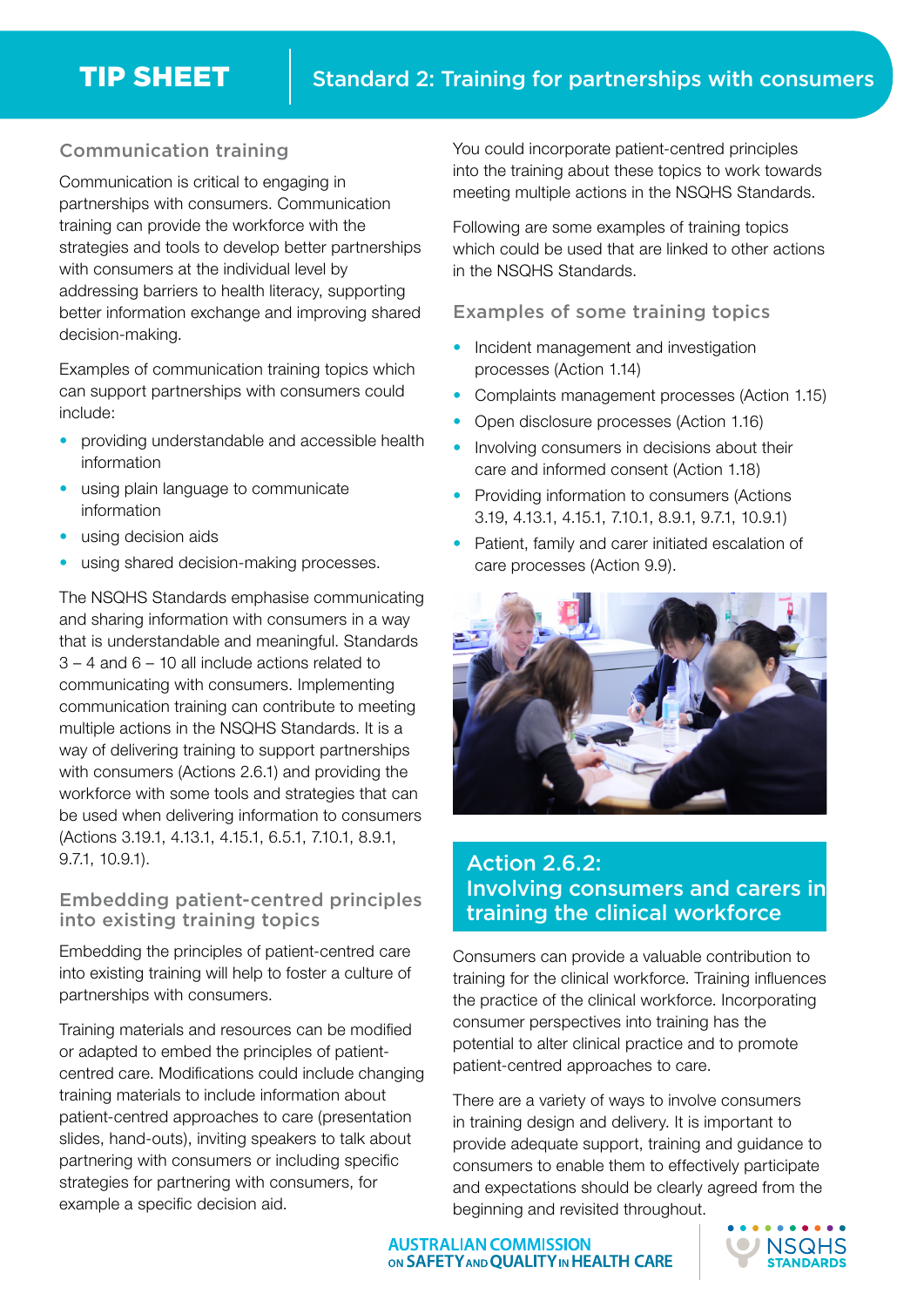# TIP SHEET

## Standard 2: Training for partnerships with consumers

### Communication training

Communication is critical to engaging in partnerships with consumers. Communication training can provide the workforce with the strategies and tools to develop better partnerships with consumers at the individual level by addressing barriers to health literacy, supporting better information exchange and improving shared decision-making.

Examples of communication training topics which can support partnerships with consumers could include:

- providing understandable and accessible health information
- using plain language to communicate information
- using decision aids
- using shared decision-making processes.

The NSQHS Standards emphasise communicating and sharing information with consumers in a way that is understandable and meaningful. Standards 3 – 4 and 6 – 10 all include actions related to communicating with consumers. Implementing communication training can contribute to meeting multiple actions in the NSQHS Standards. It is a way of delivering training to support partnerships with consumers (Actions 2.6.1) and providing the workforce with some tools and strategies that can be used when delivering information to consumers (Actions 3.19.1, 4.13.1, 4.15.1, 6.5.1, 7.10.1, 8.9.1, 9.7.1, 10.9.1).

### Embedding patient-centred principles into existing training topics

Embedding the principles of patient-centred care into existing training will help to foster a culture of partnerships with consumers.

Training materials and resources can be modified or adapted to embed the principles of patient-centred care. Modifications could include changing training materials to include information about patient-centred approaches to care (presentation slides, hand-outs), inviting speakers to talk about partnering with consumers or including specific strategies for partnering with consumers, for example a specific decision aid.

You could incorporate patient-centred principles into the training about these topics to work towards meeting multiple actions in the NSQHS Standards.

Following are some examples of training topics which could be used that are linked to other actions in the NSQHS Standards.

### Examples of some training topics

- Incident management and investigation processes (Action 1.14)
- Complaints management processes (Action 1.15)
- Open disclosure processes (Action 1.16)
- Involving consumers in decisions about their care and informed consent (Action 1.18)
- Providing information to consumers (Actions 3.19, 4.13.1, 4.15.1, 7.10.1, 8.9.1, 9.7.1, 10.9.1)
- Patient, family and carer initiated escalation of care processes (Action 9.9).

## Action 2.6.2: Involving consumers and carers in training the clinical workforce

Consumers can provide a valuable contribution to training for the clinical workforce. Training influences the practice of the clinical workforce. Incorporating consumer perspectives into training has the potential to alter clinical practice and to promote patient-centred approaches to care.

There are a variety of ways to involve consumers in training design and delivery. It is important to provide adequate support, training and guidance to consumers to enable them to effectively participate and expectations should be clearly agreed from the beginning and revisited throughout.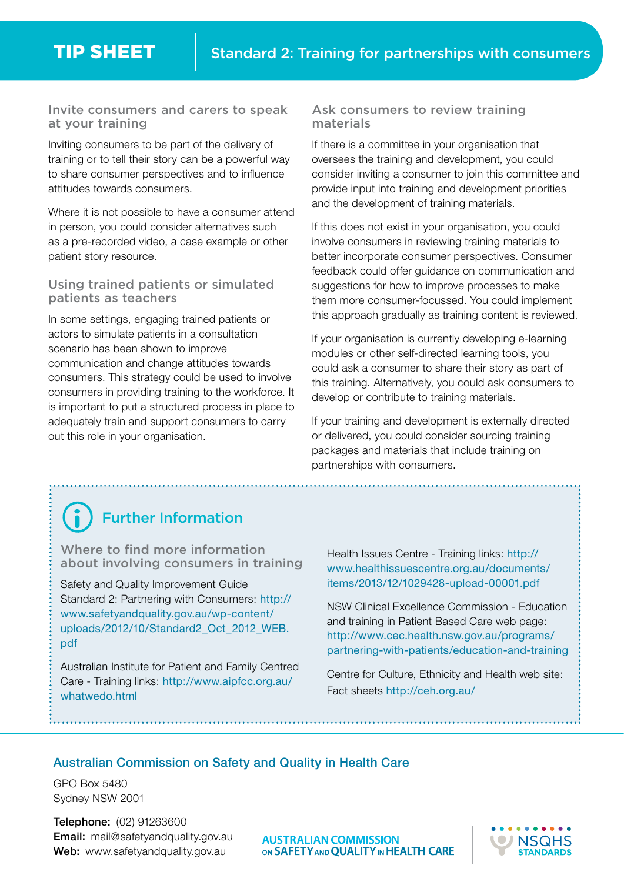# TIP SHEET

## Standard 2: Training for partnerships with consumers

### Invite consumers and carers to speak at your training

Inviting consumers to be part of the delivery of training or to tell their story can be a powerful way to share consumer perspectives and to influence attitudes towards consumers.

Where it is not possible to have a consumer attend in person, you could consider alternatives such as a pre-recorded video, a case example or other patient story resource.

### Using trained patients or simulated patients as teachers

In some settings, engaging trained patients or actors to simulate patients in a consultation scenario has been shown to improve communication and change attitudes towards consumers. This strategy could be used to involve consumers in providing training to the workforce. It is important to put a structured process in place to adequately train and support consumers to carry out this role in your organisation.

### Ask consumers to review training materials

If there is a committee in your organisation that oversees the training and development, you could consider inviting a consumer to join this committee and provide input into training and development priorities and the development of training materials.

If this does not exist in your organisation, you could involve consumers in reviewing training materials to better incorporate consumer perspectives. Consumer feedback could offer guidance on communication and suggestions for how to improve processes to make them more consumer-focussed. You could implement this approach gradually as training content is reviewed.

If your organisation is currently developing e-learning modules or other self-directed learning tools, you could ask a consumer to share their story as part of this training. Alternatively, you could ask consumers to develop or contribute to training materials.

If your training and development is externally directed or delivered, you could consider sourcing training packages and materials that include training on partnerships with consumers.

## Further Information

### Where to find more information about involving consumers in training

Safety and Quality Improvement Guide Standard 2: Partnering with Consumers: http://www.safetyandquality.gov.au/wp-content/uploads/2012/10/Standard2_Oct_2012_WEB.pdf

Australian Institute for Patient and Family Centred Care - Training links: http://www.aipfcc.org.au/whatwedo.html

Health Issues Centre - Training links: http://www.healthissuescentre.org.au/documents/items/2013/12/1029428-upload-00001.pdf

NSW Clinical Excellence Commission - Education and training in Patient Based Care web page: http://www.cec.health.nsw.gov.au/programs/partnering-with-patients/education-and-training

Centre for Culture, Ethnicity and Health web site: Fact sheets http://ceh.org.au/

---

**Australian Commission on Safety and Quality in Health Care**

GPO Box 5480
Sydney NSW 2001

**Telephone:** (02) 91263600
**Email:** mail@safetyandquality.gov.au
**Web:** www.safetyandquality.gov.au

AUSTRALIAN COMMISSION ON SAFETY AND QUALITY IN HEALTH CARE

NSQHS STANDARDS